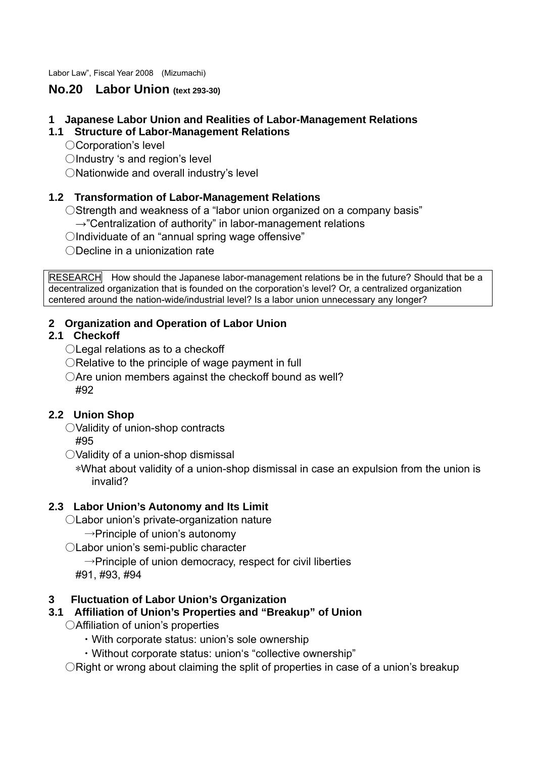Labor Law", Fiscal Year 2008 (Mizumachi)

# No.20 Labor Union (text 293-30)

## 1 Japanese Labor Union and Realities of Labor-Management Relations

### 1.1 Structure of Labor-Management Relations

○Corporation's level

○Industry 's and region's level

○Nationwide and overall industry's level

### 1.2 Transformation of Labor-Management Relations

○Strength and weakness of a "labor union organized on a company basis"

→"Centralization of authority" in labor-management relations

○Individuate of an "annual spring wage offensive"

○Decline in a unionization rate

| RESEARCH How should the Japanese labor-management relations be in the future? Should that be a decentralized organization that is founded on the corporation's level? Or, a centralized organization centered around the nation-wide/industrial level? Is a labor union unnecessary any longer? |
|---|

## 2 Organization and Operation of Labor Union

### 2.1 Checkoff

○Legal relations as to a checkoff

○Relative to the principle of wage payment in full

○Are union members against the checkoff bound as well?

#92

### 2.2 Union Shop

○Validity of union-shop contracts

#95

○Validity of a union-shop dismissal

*What about validity of a union-shop dismissal in case an expulsion from the union is invalid?

### 2.3 Labor Union's Autonomy and Its Limit

○Labor union's private-organization nature

→Principle of union's autonomy

○Labor union's semi-public character

→Principle of union democracy, respect for civil liberties

#91, #93, #94

## 3 Fluctuation of Labor Union's Organization

### 3.1 Affiliation of Union's Properties and "Breakup" of Union

○Affiliation of union's properties

・With corporate status: union's sole ownership

・Without corporate status: union's "collective ownership"

○Right or wrong about claiming the split of properties in case of a union's breakup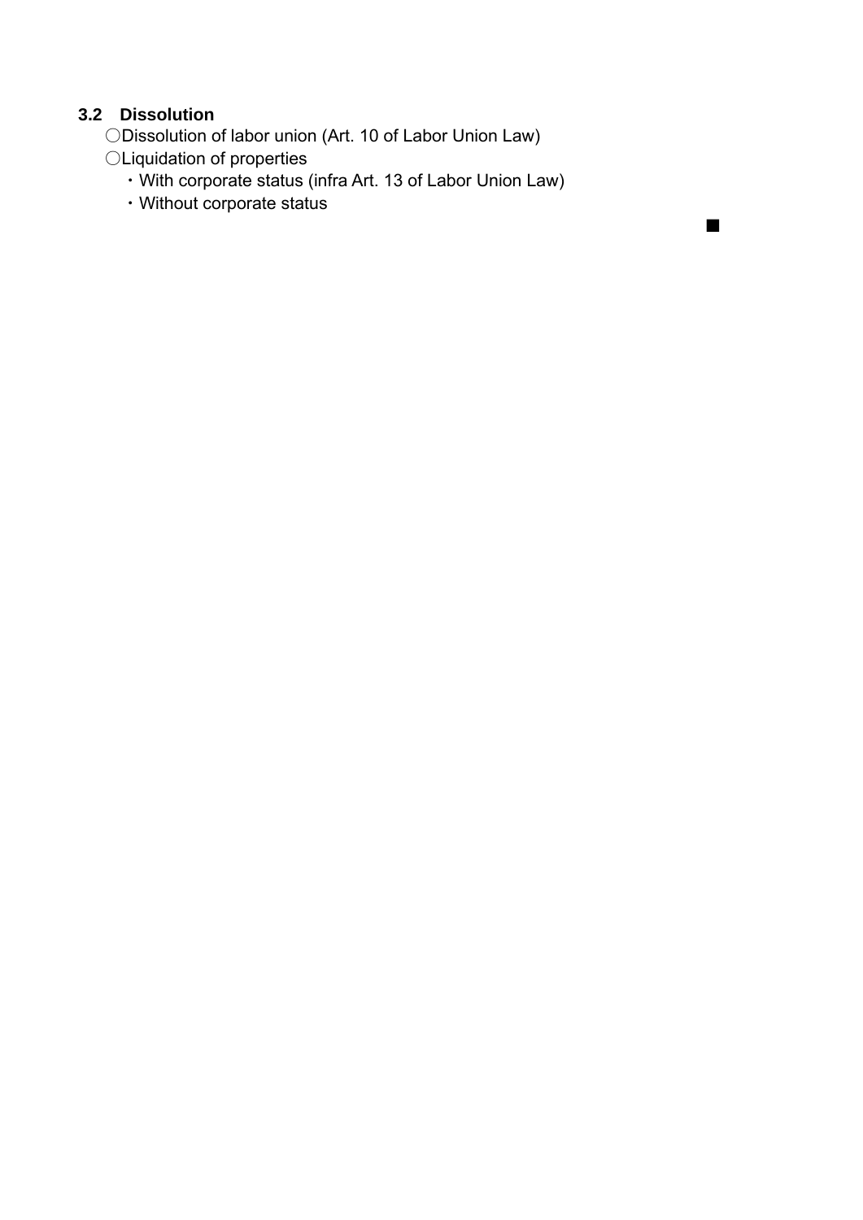### 3.2 Dissolution

〇Dissolution of labor union (Art. 10 of Labor Union Law)

〇Liquidation of properties

・With corporate status (infra Art. 13 of Labor Union Law)

・Without corporate status

■